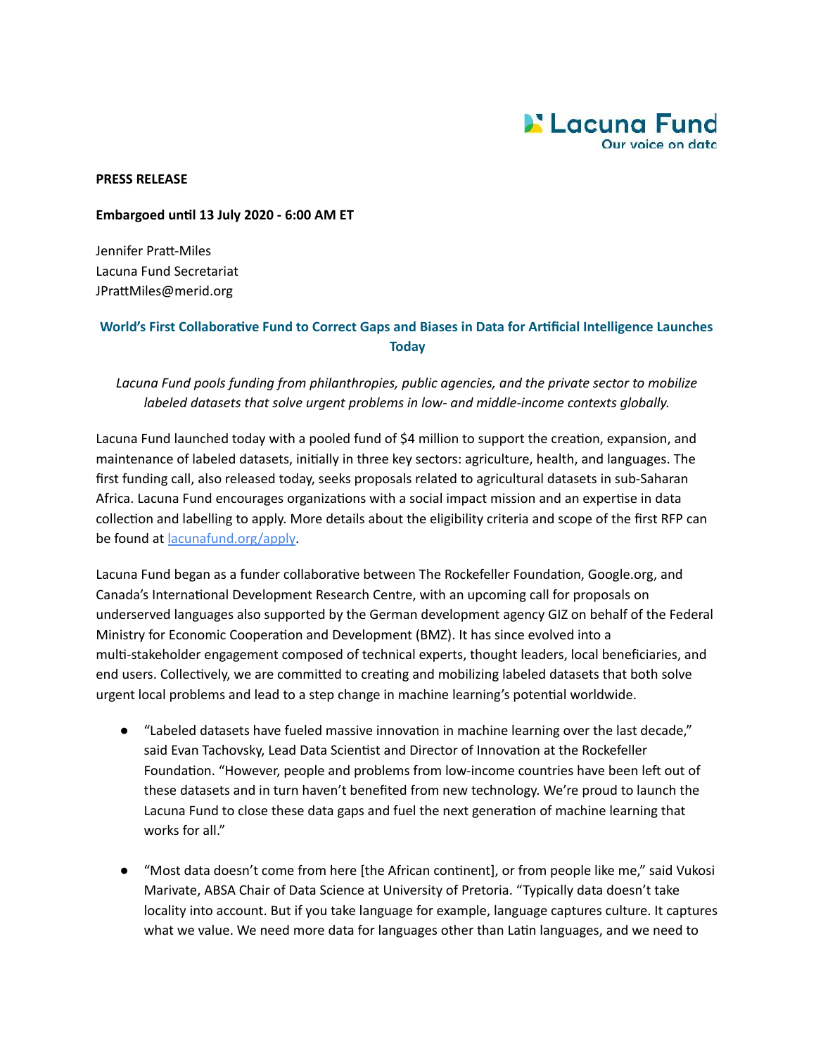Lacuna Fund
Our voice on data

**PRESS RELEASE**

**Embargoed until 13 July 2020 - 6:00 AM ET**

Jennifer Pratt-Miles
Lacuna Fund Secretariat
JPrattMiles@merid.org

## World's First Collaborative Fund to Correct Gaps and Biases in Data for Artificial Intelligence Launches Today

*Lacuna Fund pools funding from philanthropies, public agencies, and the private sector to mobilize labeled datasets that solve urgent problems in low- and middle-income contexts globally.*

Lacuna Fund launched today with a pooled fund of $4 million to support the creation, expansion, and maintenance of labeled datasets, initially in three key sectors: agriculture, health, and languages. The first funding call, also released today, seeks proposals related to agricultural datasets in sub-Saharan Africa. Lacuna Fund encourages organizations with a social impact mission and an expertise in data collection and labelling to apply. More details about the eligibility criteria and scope of the first RFP can be found at [lacunafund.org/apply](lacunafund.org/apply).

Lacuna Fund began as a funder collaborative between The Rockefeller Foundation, Google.org, and Canada's International Development Research Centre, with an upcoming call for proposals on underserved languages also supported by the German development agency GIZ on behalf of the Federal Ministry for Economic Cooperation and Development (BMZ). It has since evolved into a multi-stakeholder engagement composed of technical experts, thought leaders, local beneficiaries, and end users. Collectively, we are committed to creating and mobilizing labeled datasets that both solve urgent local problems and lead to a step change in machine learning's potential worldwide.

- "Labeled datasets have fueled massive innovation in machine learning over the last decade," said Evan Tachovsky, Lead Data Scientist and Director of Innovation at the Rockefeller Foundation. "However, people and problems from low-income countries have been left out of these datasets and in turn haven't benefited from new technology. We're proud to launch the Lacuna Fund to close these data gaps and fuel the next generation of machine learning that works for all."

- "Most data doesn't come from here [the African continent], or from people like me," said Vukosi Marivate, ABSA Chair of Data Science at University of Pretoria. "Typically data doesn't take locality into account. But if you take language for example, language captures culture. It captures what we value. We need more data for languages other than Latin languages, and we need to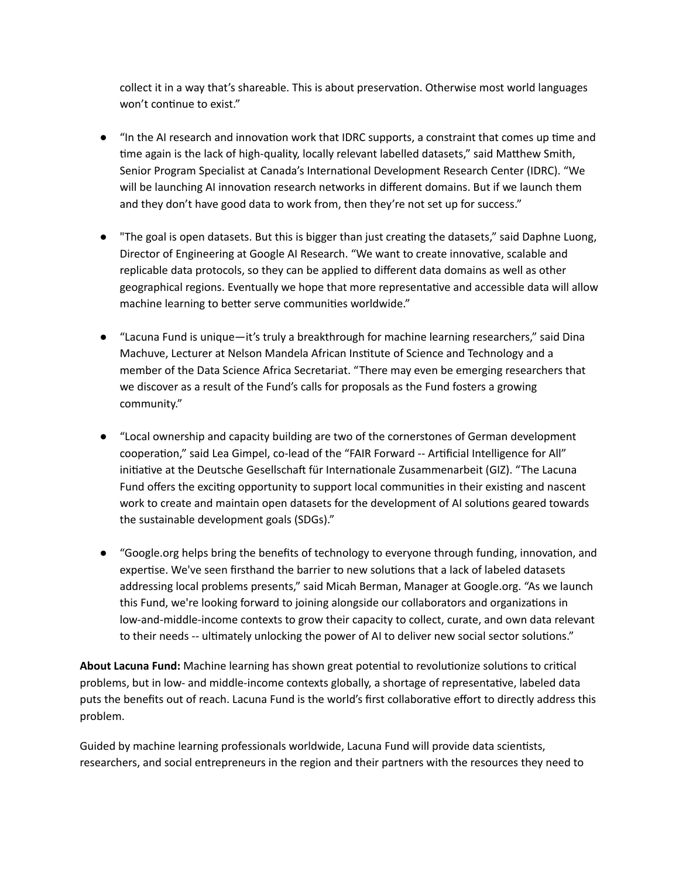collect it in a way that's shareable. This is about preservation. Otherwise most world languages won't continue to exist."

- "In the AI research and innovation work that IDRC supports, a constraint that comes up time and time again is the lack of high-quality, locally relevant labelled datasets," said Matthew Smith, Senior Program Specialist at Canada's International Development Research Center (IDRC). "We will be launching AI innovation research networks in different domains. But if we launch them and they don't have good data to work from, then they're not set up for success."

- "The goal is open datasets. But this is bigger than just creating the datasets," said Daphne Luong, Director of Engineering at Google AI Research. "We want to create innovative, scalable and replicable data protocols, so they can be applied to different data domains as well as other geographical regions. Eventually we hope that more representative and accessible data will allow machine learning to better serve communities worldwide."

- "Lacuna Fund is unique—it's truly a breakthrough for machine learning researchers," said Dina Machuve, Lecturer at Nelson Mandela African Institute of Science and Technology and a member of the Data Science Africa Secretariat. "There may even be emerging researchers that we discover as a result of the Fund's calls for proposals as the Fund fosters a growing community."

- "Local ownership and capacity building are two of the cornerstones of German development cooperation," said Lea Gimpel, co-lead of the "FAIR Forward -- Artificial Intelligence for All" initiative at the Deutsche Gesellschaft für Internationale Zusammenarbeit (GIZ). "The Lacuna Fund offers the exciting opportunity to support local communities in their existing and nascent work to create and maintain open datasets for the development of AI solutions geared towards the sustainable development goals (SDGs)."

- "Google.org helps bring the benefits of technology to everyone through funding, innovation, and expertise. We've seen firsthand the barrier to new solutions that a lack of labeled datasets addressing local problems presents," said Micah Berman, Manager at Google.org. "As we launch this Fund, we're looking forward to joining alongside our collaborators and organizations in low-and-middle-income contexts to grow their capacity to collect, curate, and own data relevant to their needs -- ultimately unlocking the power of AI to deliver new social sector solutions."

**About Lacuna Fund:** Machine learning has shown great potential to revolutionize solutions to critical problems, but in low- and middle-income contexts globally, a shortage of representative, labeled data puts the benefits out of reach. Lacuna Fund is the world's first collaborative effort to directly address this problem.

Guided by machine learning professionals worldwide, Lacuna Fund will provide data scientists, researchers, and social entrepreneurs in the region and their partners with the resources they need to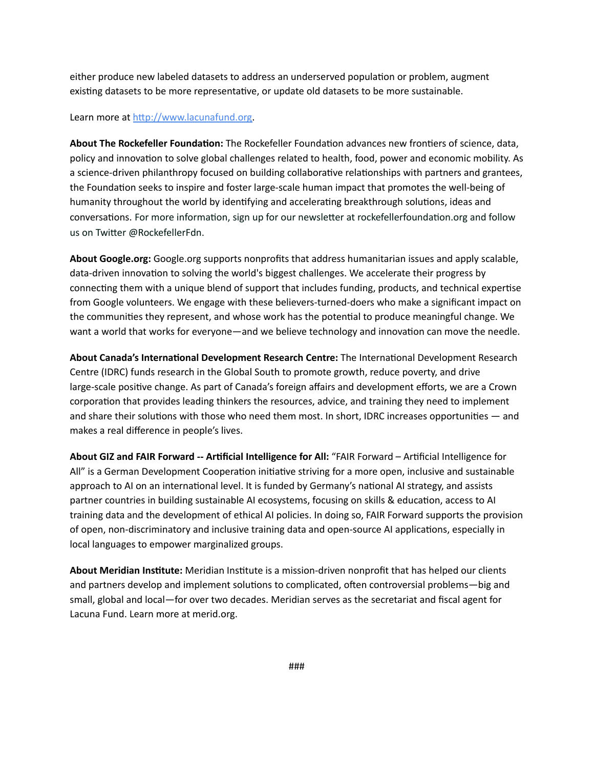either produce new labeled datasets to address an underserved population or problem, augment existing datasets to be more representative, or update old datasets to be more sustainable.

Learn more at [http://www.lacunafund.org](http://www.lacunafund.org).

**About The Rockefeller Foundation:** The Rockefeller Foundation advances new frontiers of science, data, policy and innovation to solve global challenges related to health, food, power and economic mobility. As a science-driven philanthropy focused on building collaborative relationships with partners and grantees, the Foundation seeks to inspire and foster large-scale human impact that promotes the well-being of humanity throughout the world by identifying and accelerating breakthrough solutions, ideas and conversations. For more information, sign up for our newsletter at rockefellerfoundation.org and follow us on Twitter @RockefellerFdn.

**About Google.org:** Google.org supports nonprofits that address humanitarian issues and apply scalable, data-driven innovation to solving the world's biggest challenges. We accelerate their progress by connecting them with a unique blend of support that includes funding, products, and technical expertise from Google volunteers. We engage with these believers-turned-doers who make a significant impact on the communities they represent, and whose work has the potential to produce meaningful change. We want a world that works for everyone—and we believe technology and innovation can move the needle.

**About Canada's International Development Research Centre:** The International Development Research Centre (IDRC) funds research in the Global South to promote growth, reduce poverty, and drive large-scale positive change. As part of Canada's foreign affairs and development efforts, we are a Crown corporation that provides leading thinkers the resources, advice, and training they need to implement and share their solutions with those who need them most. In short, IDRC increases opportunities — and makes a real difference in people's lives.

**About GIZ and FAIR Forward -- Artificial Intelligence for All:** "FAIR Forward – Artificial Intelligence for All" is a German Development Cooperation initiative striving for a more open, inclusive and sustainable approach to AI on an international level. It is funded by Germany's national AI strategy, and assists partner countries in building sustainable AI ecosystems, focusing on skills & education, access to AI training data and the development of ethical AI policies. In doing so, FAIR Forward supports the provision of open, non-discriminatory and inclusive training data and open-source AI applications, especially in local languages to empower marginalized groups.

**About Meridian Institute:** Meridian Institute is a mission-driven nonprofit that has helped our clients and partners develop and implement solutions to complicated, often controversial problems—big and small, global and local—for over two decades. Meridian serves as the secretariat and fiscal agent for Lacuna Fund. Learn more at merid.org.

###